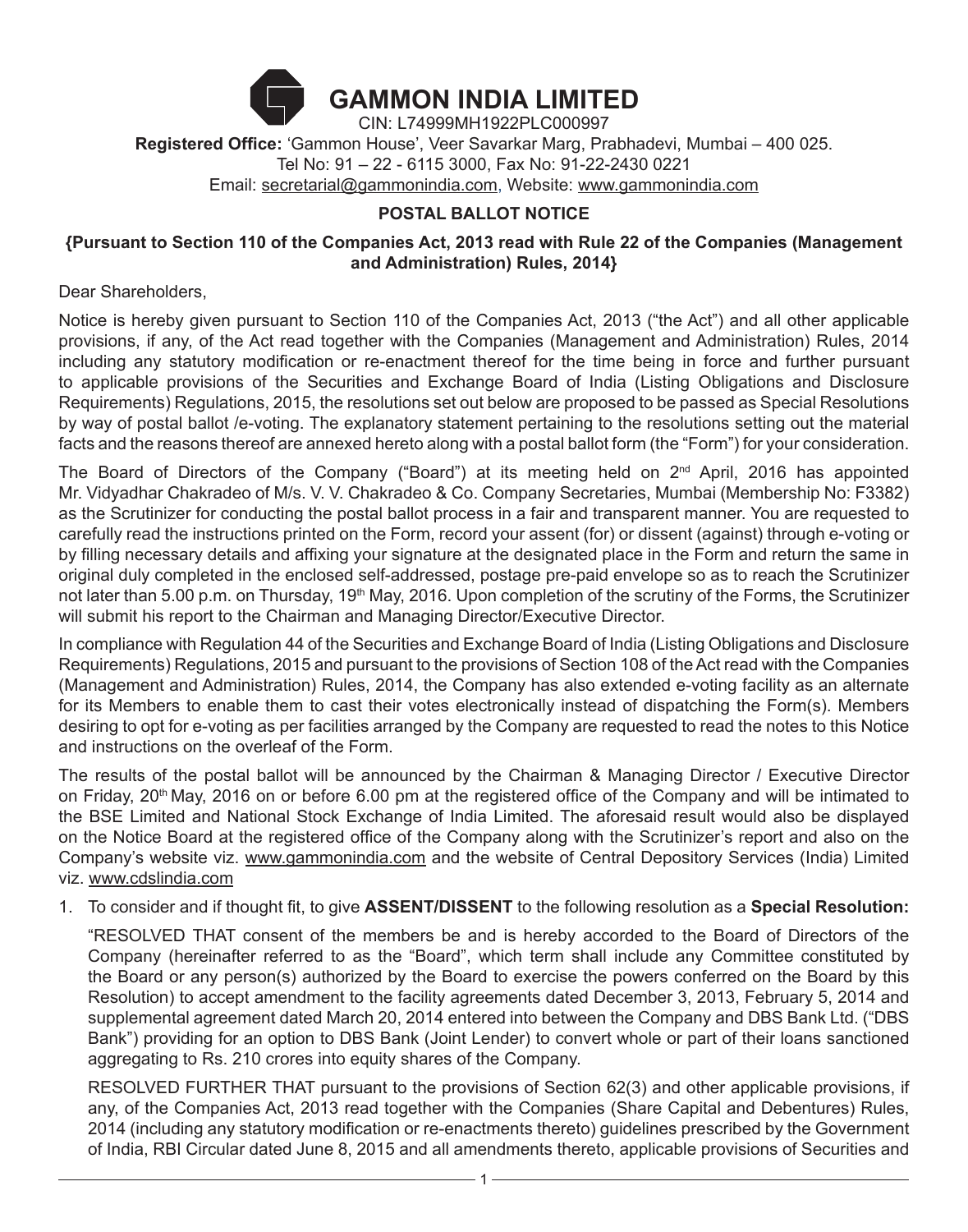# GAMMON INDIA LIMITED

CIN: L74999MH1922PLC000997

**Registered Office:** 'Gammon House', Veer Savarkar Marg, Prabhadevi, Mumbai – 400 025.
Tel No: 91 – 22 - 6115 3000, Fax No: 91-22-2430 0221
Email: secretarial@gammonindia.com, Website: www.gammonindia.com

## POSTAL BALLOT NOTICE

**{Pursuant to Section 110 of the Companies Act, 2013 read with Rule 22 of the Companies (Management and Administration) Rules, 2014}**

Dear Shareholders,

Notice is hereby given pursuant to Section 110 of the Companies Act, 2013 ("the Act") and all other applicable provisions, if any, of the Act read together with the Companies (Management and Administration) Rules, 2014 including any statutory modification or re-enactment thereof for the time being in force and further pursuant to applicable provisions of the Securities and Exchange Board of India (Listing Obligations and Disclosure Requirements) Regulations, 2015, the resolutions set out below are proposed to be passed as Special Resolutions by way of postal ballot /e-voting. The explanatory statement pertaining to the resolutions setting out the material facts and the reasons thereof are annexed hereto along with a postal ballot form (the "Form") for your consideration.

The Board of Directors of the Company ("Board") at its meeting held on 2nd April, 2016 has appointed Mr. Vidyadhar Chakradeo of M/s. V. V. Chakradeo & Co. Company Secretaries, Mumbai (Membership No: F3382) as the Scrutinizer for conducting the postal ballot process in a fair and transparent manner. You are requested to carefully read the instructions printed on the Form, record your assent (for) or dissent (against) through e-voting or by filling necessary details and affixing your signature at the designated place in the Form and return the same in original duly completed in the enclosed self-addressed, postage pre-paid envelope so as to reach the Scrutinizer not later than 5.00 p.m. on Thursday, 19th May, 2016. Upon completion of the scrutiny of the Forms, the Scrutinizer will submit his report to the Chairman and Managing Director/Executive Director.

In compliance with Regulation 44 of the Securities and Exchange Board of India (Listing Obligations and Disclosure Requirements) Regulations, 2015 and pursuant to the provisions of Section 108 of the Act read with the Companies (Management and Administration) Rules, 2014, the Company has also extended e-voting facility as an alternate for its Members to enable them to cast their votes electronically instead of dispatching the Form(s). Members desiring to opt for e-voting as per facilities arranged by the Company are requested to read the notes to this Notice and instructions on the overleaf of the Form.

The results of the postal ballot will be announced by the Chairman & Managing Director / Executive Director on Friday, 20th May, 2016 on or before 6.00 pm at the registered office of the Company and will be intimated to the BSE Limited and National Stock Exchange of India Limited. The aforesaid result would also be displayed on the Notice Board at the registered office of the Company along with the Scrutinizer's report and also on the Company's website viz. www.gammonindia.com and the website of Central Depository Services (India) Limited viz. www.cdslindia.com

1. To consider and if thought fit, to give **ASSENT/DISSENT** to the following resolution as a **Special Resolution:**

   "RESOLVED THAT consent of the members be and is hereby accorded to the Board of Directors of the Company (hereinafter referred to as the "Board", which term shall include any Committee constituted by the Board or any person(s) authorized by the Board to exercise the powers conferred on the Board by this Resolution) to accept amendment to the facility agreements dated December 3, 2013, February 5, 2014 and supplemental agreement dated March 20, 2014 entered into between the Company and DBS Bank Ltd. ("DBS Bank") providing for an option to DBS Bank (Joint Lender) to convert whole or part of their loans sanctioned aggregating to Rs. 210 crores into equity shares of the Company.

   RESOLVED FURTHER THAT pursuant to the provisions of Section 62(3) and other applicable provisions, if any, of the Companies Act, 2013 read together with the Companies (Share Capital and Debentures) Rules, 2014 (including any statutory modification or re-enactments thereto) guidelines prescribed by the Government of India, RBI Circular dated June 8, 2015 and all amendments thereto, applicable provisions of Securities and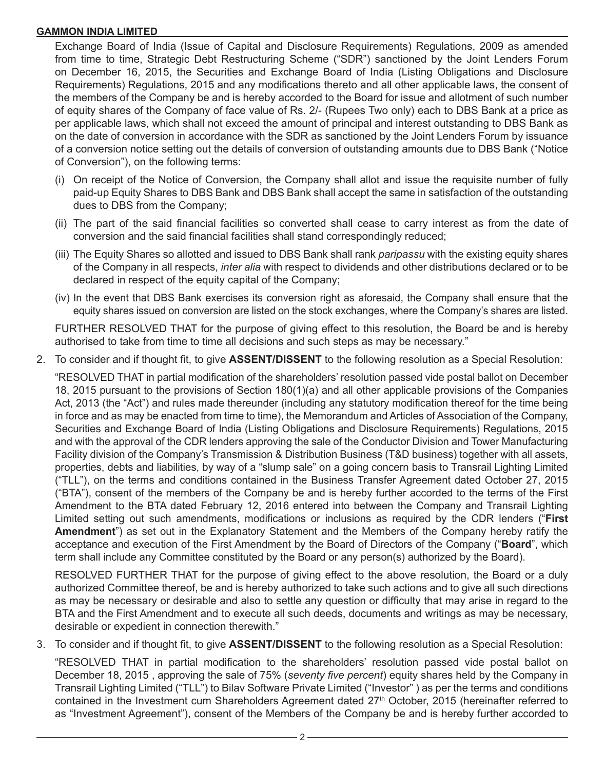Exchange Board of India (Issue of Capital and Disclosure Requirements) Regulations, 2009 as amended from time to time, Strategic Debt Restructuring Scheme ("SDR") sanctioned by the Joint Lenders Forum on December 16, 2015, the Securities and Exchange Board of India (Listing Obligations and Disclosure Requirements) Regulations, 2015 and any modifications thereto and all other applicable laws, the consent of the members of the Company be and is hereby accorded to the Board for issue and allotment of such number of equity shares of the Company of face value of Rs. 2/- (Rupees Two only) each to DBS Bank at a price as per applicable laws, which shall not exceed the amount of principal and interest outstanding to DBS Bank as on the date of conversion in accordance with the SDR as sanctioned by the Joint Lenders Forum by issuance of a conversion notice setting out the details of conversion of outstanding amounts due to DBS Bank ("Notice of Conversion"), on the following terms:

(i) On receipt of the Notice of Conversion, the Company shall allot and issue the requisite number of fully paid-up Equity Shares to DBS Bank and DBS Bank shall accept the same in satisfaction of the outstanding dues to DBS from the Company;

(ii) The part of the said financial facilities so converted shall cease to carry interest as from the date of conversion and the said financial facilities shall stand correspondingly reduced;

(iii) The Equity Shares so allotted and issued to DBS Bank shall rank *paripassu* with the existing equity shares of the Company in all respects, *inter alia* with respect to dividends and other distributions declared or to be declared in respect of the equity capital of the Company;

(iv) In the event that DBS Bank exercises its conversion right as aforesaid, the Company shall ensure that the equity shares issued on conversion are listed on the stock exchanges, where the Company's shares are listed.

FURTHER RESOLVED THAT for the purpose of giving effect to this resolution, the Board be and is hereby authorised to take from time to time all decisions and such steps as may be necessary."

2. To consider and if thought fit, to give **ASSENT/DISSENT** to the following resolution as a Special Resolution:

"RESOLVED THAT in partial modification of the shareholders' resolution passed vide postal ballot on December 18, 2015 pursuant to the provisions of Section 180(1)(a) and all other applicable provisions of the Companies Act, 2013 (the "Act") and rules made thereunder (including any statutory modification thereof for the time being in force and as may be enacted from time to time), the Memorandum and Articles of Association of the Company, Securities and Exchange Board of India (Listing Obligations and Disclosure Requirements) Regulations, 2015 and with the approval of the CDR lenders approving the sale of the Conductor Division and Tower Manufacturing Facility division of the Company's Transmission & Distribution Business (T&D business) together with all assets, properties, debts and liabilities, by way of a "slump sale" on a going concern basis to Transrail Lighting Limited ("TLL"), on the terms and conditions contained in the Business Transfer Agreement dated October 27, 2015 ("BTA"), consent of the members of the Company be and is hereby further accorded to the terms of the First Amendment to the BTA dated February 12, 2016 entered into between the Company and Transrail Lighting Limited setting out such amendments, modifications or inclusions as required by the CDR lenders ("**First Amendment**") as set out in the Explanatory Statement and the Members of the Company hereby ratify the acceptance and execution of the First Amendment by the Board of Directors of the Company ("**Board**", which term shall include any Committee constituted by the Board or any person(s) authorized by the Board).

RESOLVED FURTHER THAT for the purpose of giving effect to the above resolution, the Board or a duly authorized Committee thereof, be and is hereby authorized to take such actions and to give all such directions as may be necessary or desirable and also to settle any question or difficulty that may arise in regard to the BTA and the First Amendment and to execute all such deeds, documents and writings as may be necessary, desirable or expedient in connection therewith."

3. To consider and if thought fit, to give **ASSENT/DISSENT** to the following resolution as a Special Resolution:

"RESOLVED THAT in partial modification to the shareholders' resolution passed vide postal ballot on December 18, 2015 , approving the sale of 75% (*seventy five percent*) equity shares held by the Company in Transrail Lighting Limited ("TLL") to Bilav Software Private Limited ("Investor" ) as per the terms and conditions contained in the Investment cum Shareholders Agreement dated 27th October, 2015 (hereinafter referred to as "Investment Agreement"), consent of the Members of the Company be and is hereby further accorded to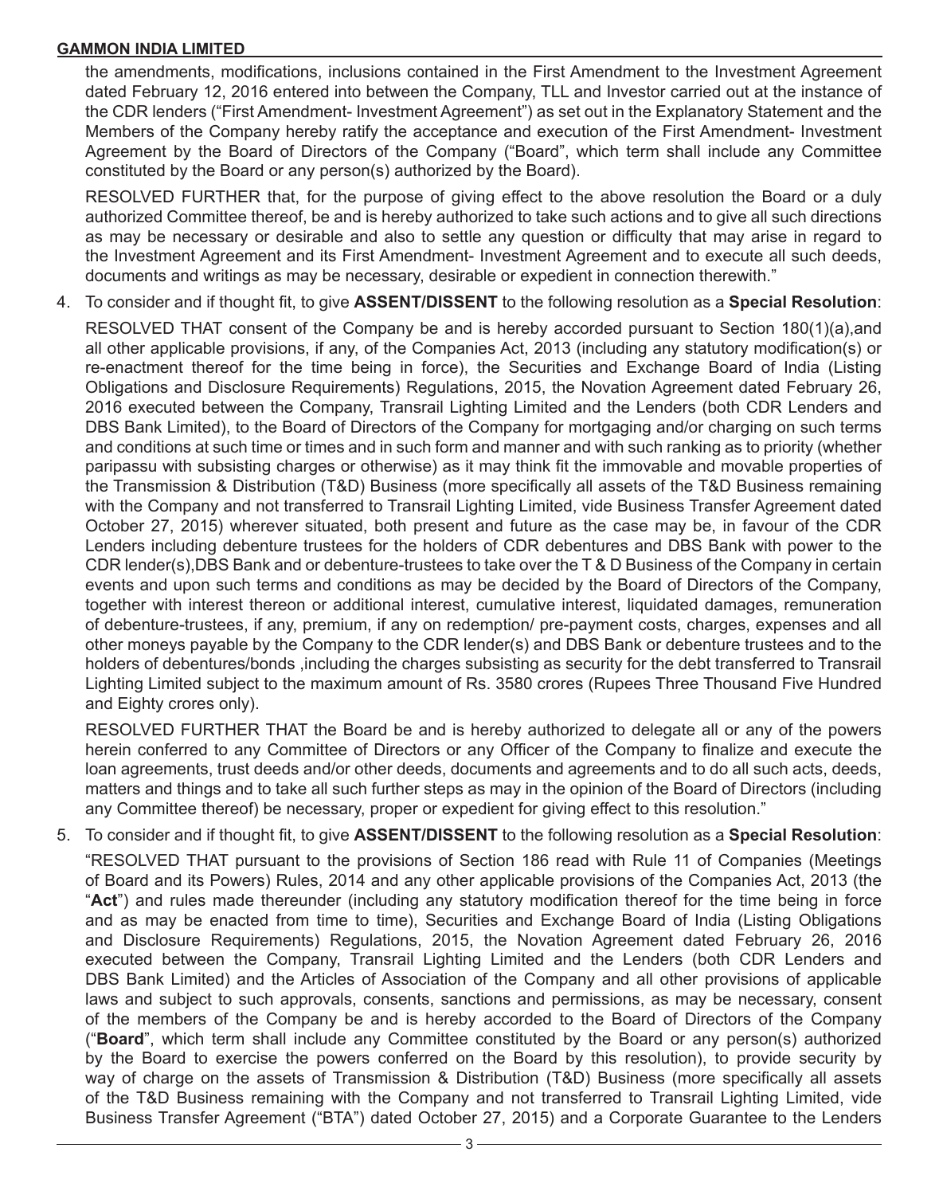the amendments, modifications, inclusions contained in the First Amendment to the Investment Agreement dated February 12, 2016 entered into between the Company, TLL and Investor carried out at the instance of the CDR lenders ("First Amendment- Investment Agreement") as set out in the Explanatory Statement and the Members of the Company hereby ratify the acceptance and execution of the First Amendment- Investment Agreement by the Board of Directors of the Company ("Board", which term shall include any Committee constituted by the Board or any person(s) authorized by the Board).

RESOLVED FURTHER that, for the purpose of giving effect to the above resolution the Board or a duly authorized Committee thereof, be and is hereby authorized to take such actions and to give all such directions as may be necessary or desirable and also to settle any question or difficulty that may arise in regard to the Investment Agreement and its First Amendment- Investment Agreement and to execute all such deeds, documents and writings as may be necessary, desirable or expedient in connection therewith."

4. To consider and if thought fit, to give **ASSENT/DISSENT** to the following resolution as a **Special Resolution**:

   RESOLVED THAT consent of the Company be and is hereby accorded pursuant to Section 180(1)(a),and all other applicable provisions, if any, of the Companies Act, 2013 (including any statutory modification(s) or re-enactment thereof for the time being in force), the Securities and Exchange Board of India (Listing Obligations and Disclosure Requirements) Regulations, 2015, the Novation Agreement dated February 26, 2016 executed between the Company, Transrail Lighting Limited and the Lenders (both CDR Lenders and DBS Bank Limited), to the Board of Directors of the Company for mortgaging and/or charging on such terms and conditions at such time or times and in such form and manner and with such ranking as to priority (whether paripassu with subsisting charges or otherwise) as it may think fit the immovable and movable properties of the Transmission & Distribution (T&D) Business (more specifically all assets of the T&D Business remaining with the Company and not transferred to Transrail Lighting Limited, vide Business Transfer Agreement dated October 27, 2015) wherever situated, both present and future as the case may be, in favour of the CDR Lenders including debenture trustees for the holders of CDR debentures and DBS Bank with power to the CDR lender(s),DBS Bank and or debenture-trustees to take over the T & D Business of the Company in certain events and upon such terms and conditions as may be decided by the Board of Directors of the Company, together with interest thereon or additional interest, cumulative interest, liquidated damages, remuneration of debenture-trustees, if any, premium, if any on redemption/ pre-payment costs, charges, expenses and all other moneys payable by the Company to the CDR lender(s) and DBS Bank or debenture trustees and to the holders of debentures/bonds ,including the charges subsisting as security for the debt transferred to Transrail Lighting Limited subject to the maximum amount of Rs. 3580 crores (Rupees Three Thousand Five Hundred and Eighty crores only).

   RESOLVED FURTHER THAT the Board be and is hereby authorized to delegate all or any of the powers herein conferred to any Committee of Directors or any Officer of the Company to finalize and execute the loan agreements, trust deeds and/or other deeds, documents and agreements and to do all such acts, deeds, matters and things and to take all such further steps as may in the opinion of the Board of Directors (including any Committee thereof) be necessary, proper or expedient for giving effect to this resolution."

5. To consider and if thought fit, to give **ASSENT/DISSENT** to the following resolution as a **Special Resolution**:

   "RESOLVED THAT pursuant to the provisions of Section 186 read with Rule 11 of Companies (Meetings of Board and its Powers) Rules, 2014 and any other applicable provisions of the Companies Act, 2013 (the "**Act**") and rules made thereunder (including any statutory modification thereof for the time being in force and as may be enacted from time to time), Securities and Exchange Board of India (Listing Obligations and Disclosure Requirements) Regulations, 2015, the Novation Agreement dated February 26, 2016 executed between the Company, Transrail Lighting Limited and the Lenders (both CDR Lenders and DBS Bank Limited) and the Articles of Association of the Company and all other provisions of applicable laws and subject to such approvals, consents, sanctions and permissions, as may be necessary, consent of the members of the Company be and is hereby accorded to the Board of Directors of the Company ("**Board**", which term shall include any Committee constituted by the Board or any person(s) authorized by the Board to exercise the powers conferred on the Board by this resolution), to provide security by way of charge on the assets of Transmission & Distribution (T&D) Business (more specifically all assets of the T&D Business remaining with the Company and not transferred to Transrail Lighting Limited, vide Business Transfer Agreement ("BTA") dated October 27, 2015) and a Corporate Guarantee to the Lenders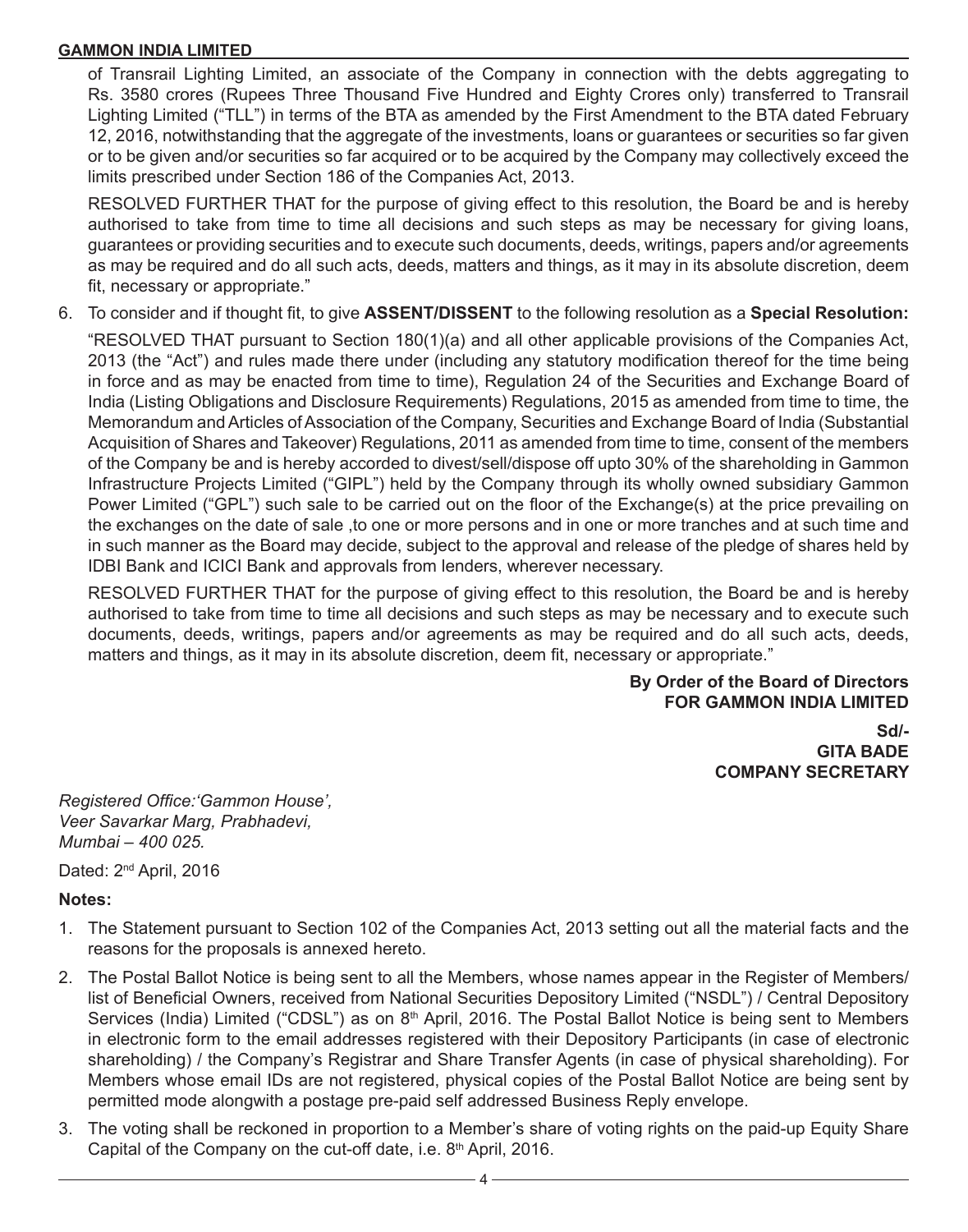of Transrail Lighting Limited, an associate of the Company in connection with the debts aggregating to Rs. 3580 crores (Rupees Three Thousand Five Hundred and Eighty Crores only) transferred to Transrail Lighting Limited ("TLL") in terms of the BTA as amended by the First Amendment to the BTA dated February 12, 2016, notwithstanding that the aggregate of the investments, loans or guarantees or securities so far given or to be given and/or securities so far acquired or to be acquired by the Company may collectively exceed the limits prescribed under Section 186 of the Companies Act, 2013.

RESOLVED FURTHER THAT for the purpose of giving effect to this resolution, the Board be and is hereby authorised to take from time to time all decisions and such steps as may be necessary for giving loans, guarantees or providing securities and to execute such documents, deeds, writings, papers and/or agreements as may be required and do all such acts, deeds, matters and things, as it may in its absolute discretion, deem fit, necessary or appropriate."

6. To consider and if thought fit, to give **ASSENT/DISSENT** to the following resolution as a **Special Resolution:**

   "RESOLVED THAT pursuant to Section 180(1)(a) and all other applicable provisions of the Companies Act, 2013 (the "Act") and rules made there under (including any statutory modification thereof for the time being in force and as may be enacted from time to time), Regulation 24 of the Securities and Exchange Board of India (Listing Obligations and Disclosure Requirements) Regulations, 2015 as amended from time to time, the Memorandum and Articles of Association of the Company, Securities and Exchange Board of India (Substantial Acquisition of Shares and Takeover) Regulations, 2011 as amended from time to time, consent of the members of the Company be and is hereby accorded to divest/sell/dispose off upto 30% of the shareholding in Gammon Infrastructure Projects Limited ("GIPL") held by the Company through its wholly owned subsidiary Gammon Power Limited ("GPL") such sale to be carried out on the floor of the Exchange(s) at the price prevailing on the exchanges on the date of sale ,to one or more persons and in one or more tranches and at such time and in such manner as the Board may decide, subject to the approval and release of the pledge of shares held by IDBI Bank and ICICI Bank and approvals from lenders, wherever necessary.

   RESOLVED FURTHER THAT for the purpose of giving effect to this resolution, the Board be and is hereby authorised to take from time to time all decisions and such steps as may be necessary and to execute such documents, deeds, writings, papers and/or agreements as may be required and do all such acts, deeds, matters and things, as it may in its absolute discretion, deem fit, necessary or appropriate."

**By Order of the Board of Directors**
**FOR GAMMON INDIA LIMITED**

**Sd/-**
**GITA BADE**
**COMPANY SECRETARY**

*Registered Office:'Gammon House',*
*Veer Savarkar Marg, Prabhadevi,*
*Mumbai – 400 025.*

Dated: 2nd April, 2016

**Notes:**

1. The Statement pursuant to Section 102 of the Companies Act, 2013 setting out all the material facts and the reasons for the proposals is annexed hereto.
2. The Postal Ballot Notice is being sent to all the Members, whose names appear in the Register of Members/ list of Beneficial Owners, received from National Securities Depository Limited ("NSDL") / Central Depository Services (India) Limited ("CDSL") as on 8th April, 2016. The Postal Ballot Notice is being sent to Members in electronic form to the email addresses registered with their Depository Participants (in case of electronic shareholding) / the Company's Registrar and Share Transfer Agents (in case of physical shareholding). For Members whose email IDs are not registered, physical copies of the Postal Ballot Notice are being sent by permitted mode alongwith a postage pre-paid self addressed Business Reply envelope.
3. The voting shall be reckoned in proportion to a Member's share of voting rights on the paid-up Equity Share Capital of the Company on the cut-off date, i.e. 8th April, 2016.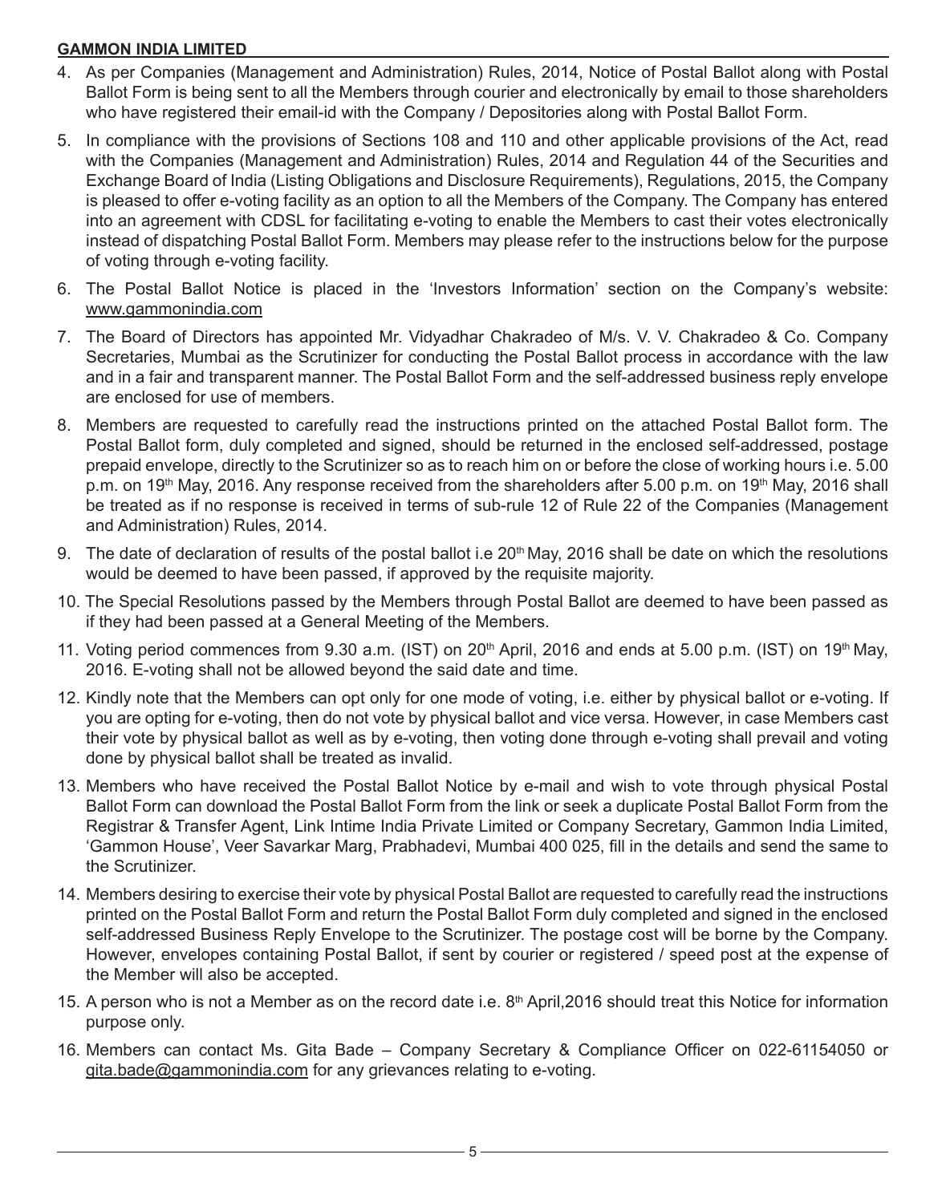4. As per Companies (Management and Administration) Rules, 2014, Notice of Postal Ballot along with Postal Ballot Form is being sent to all the Members through courier and electronically by email to those shareholders who have registered their email-id with the Company / Depositories along with Postal Ballot Form.

5. In compliance with the provisions of Sections 108 and 110 and other applicable provisions of the Act, read with the Companies (Management and Administration) Rules, 2014 and Regulation 44 of the Securities and Exchange Board of India (Listing Obligations and Disclosure Requirements), Regulations, 2015, the Company is pleased to offer e-voting facility as an option to all the Members of the Company. The Company has entered into an agreement with CDSL for facilitating e-voting to enable the Members to cast their votes electronically instead of dispatching Postal Ballot Form. Members may please refer to the instructions below for the purpose of voting through e-voting facility.

6. The Postal Ballot Notice is placed in the 'Investors Information' section on the Company's website: www.gammonindia.com

7. The Board of Directors has appointed Mr. Vidyadhar Chakradeo of M/s. V. V. Chakradeo & Co. Company Secretaries, Mumbai as the Scrutinizer for conducting the Postal Ballot process in accordance with the law and in a fair and transparent manner. The Postal Ballot Form and the self-addressed business reply envelope are enclosed for use of members.

8. Members are requested to carefully read the instructions printed on the attached Postal Ballot form. The Postal Ballot form, duly completed and signed, should be returned in the enclosed self-addressed, postage prepaid envelope, directly to the Scrutinizer so as to reach him on or before the close of working hours i.e. 5.00 p.m. on 19th May, 2016. Any response received from the shareholders after 5.00 p.m. on 19th May, 2016 shall be treated as if no response is received in terms of sub-rule 12 of Rule 22 of the Companies (Management and Administration) Rules, 2014.

9. The date of declaration of results of the postal ballot i.e 20th May, 2016 shall be date on which the resolutions would be deemed to have been passed, if approved by the requisite majority.

10. The Special Resolutions passed by the Members through Postal Ballot are deemed to have been passed as if they had been passed at a General Meeting of the Members.

11. Voting period commences from 9.30 a.m. (IST) on 20th April, 2016 and ends at 5.00 p.m. (IST) on 19th May, 2016. E-voting shall not be allowed beyond the said date and time.

12. Kindly note that the Members can opt only for one mode of voting, i.e. either by physical ballot or e-voting. If you are opting for e-voting, then do not vote by physical ballot and vice versa. However, in case Members cast their vote by physical ballot as well as by e-voting, then voting done through e-voting shall prevail and voting done by physical ballot shall be treated as invalid.

13. Members who have received the Postal Ballot Notice by e-mail and wish to vote through physical Postal Ballot Form can download the Postal Ballot Form from the link or seek a duplicate Postal Ballot Form from the Registrar & Transfer Agent, Link Intime India Private Limited or Company Secretary, Gammon India Limited, 'Gammon House', Veer Savarkar Marg, Prabhadevi, Mumbai 400 025, fill in the details and send the same to the Scrutinizer.

14. Members desiring to exercise their vote by physical Postal Ballot are requested to carefully read the instructions printed on the Postal Ballot Form and return the Postal Ballot Form duly completed and signed in the enclosed self-addressed Business Reply Envelope to the Scrutinizer. The postage cost will be borne by the Company. However, envelopes containing Postal Ballot, if sent by courier or registered / speed post at the expense of the Member will also be accepted.

15. A person who is not a Member as on the record date i.e. 8th April,2016 should treat this Notice for information purpose only.

16. Members can contact Ms. Gita Bade – Company Secretary & Compliance Officer on 022-61154050 or gita.bade@gammonindia.com for any grievances relating to e-voting.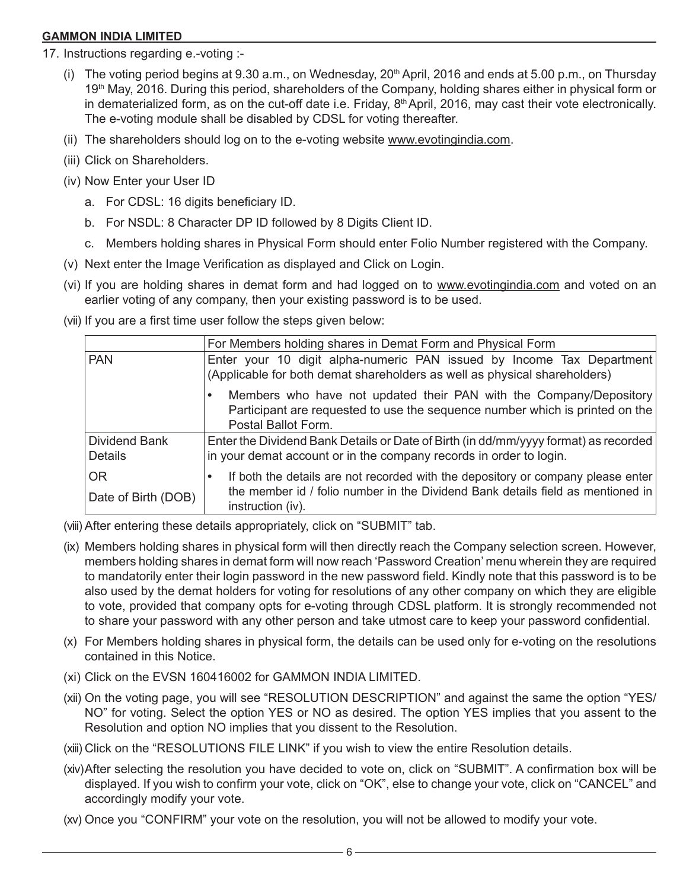17. Instructions regarding e.-voting :-

(i) The voting period begins at 9.30 a.m., on Wednesday, 20th April, 2016 and ends at 5.00 p.m., on Thursday 19th May, 2016. During this period, shareholders of the Company, holding shares either in physical form or in dematerialized form, as on the cut-off date i.e. Friday, 8th April, 2016, may cast their vote electronically. The e-voting module shall be disabled by CDSL for voting thereafter.

(ii) The shareholders should log on to the e-voting website www.evotingindia.com.

(iii) Click on Shareholders.

(iv) Now Enter your User ID

a. For CDSL: 16 digits beneficiary ID.

b. For NSDL: 8 Character DP ID followed by 8 Digits Client ID.

c. Members holding shares in Physical Form should enter Folio Number registered with the Company.

(v) Next enter the Image Verification as displayed and Click on Login.

(vi) If you are holding shares in demat form and had logged on to www.evotingindia.com and voted on an earlier voting of any company, then your existing password is to be used.

(vii) If you are a first time user follow the steps given below:

| | For Members holding shares in Demat Form and Physical Form |
|---|---|
| PAN | Enter your 10 digit alpha-numeric PAN issued by Income Tax Department (Applicable for both demat shareholders as well as physical shareholders)<br>• Members who have not updated their PAN with the Company/Depository Participant are requested to use the sequence number which is printed on the Postal Ballot Form. |
| Dividend Bank Details<br>OR<br>Date of Birth (DOB) | Enter the Dividend Bank Details or Date of Birth (in dd/mm/yyyy format) as recorded in your demat account or in the company records in order to login.<br>• If both the details are not recorded with the depository or company please enter the member id / folio number in the Dividend Bank details field as mentioned in instruction (iv). |

(viii) After entering these details appropriately, click on "SUBMIT" tab.

(ix) Members holding shares in physical form will then directly reach the Company selection screen. However, members holding shares in demat form will now reach 'Password Creation' menu wherein they are required to mandatorily enter their login password in the new password field. Kindly note that this password is to be also used by the demat holders for voting for resolutions of any other company on which they are eligible to vote, provided that company opts for e-voting through CDSL platform. It is strongly recommended not to share your password with any other person and take utmost care to keep your password confidential.

(x) For Members holding shares in physical form, the details can be used only for e-voting on the resolutions contained in this Notice.

(xi) Click on the EVSN 160416002 for GAMMON INDIA LIMITED.

(xii) On the voting page, you will see "RESOLUTION DESCRIPTION" and against the same the option "YES/ NO" for voting. Select the option YES or NO as desired. The option YES implies that you assent to the Resolution and option NO implies that you dissent to the Resolution.

(xiii) Click on the "RESOLUTIONS FILE LINK" if you wish to view the entire Resolution details.

(xiv) After selecting the resolution you have decided to vote on, click on "SUBMIT". A confirmation box will be displayed. If you wish to confirm your vote, click on "OK", else to change your vote, click on "CANCEL" and accordingly modify your vote.

(xv) Once you "CONFIRM" your vote on the resolution, you will not be allowed to modify your vote.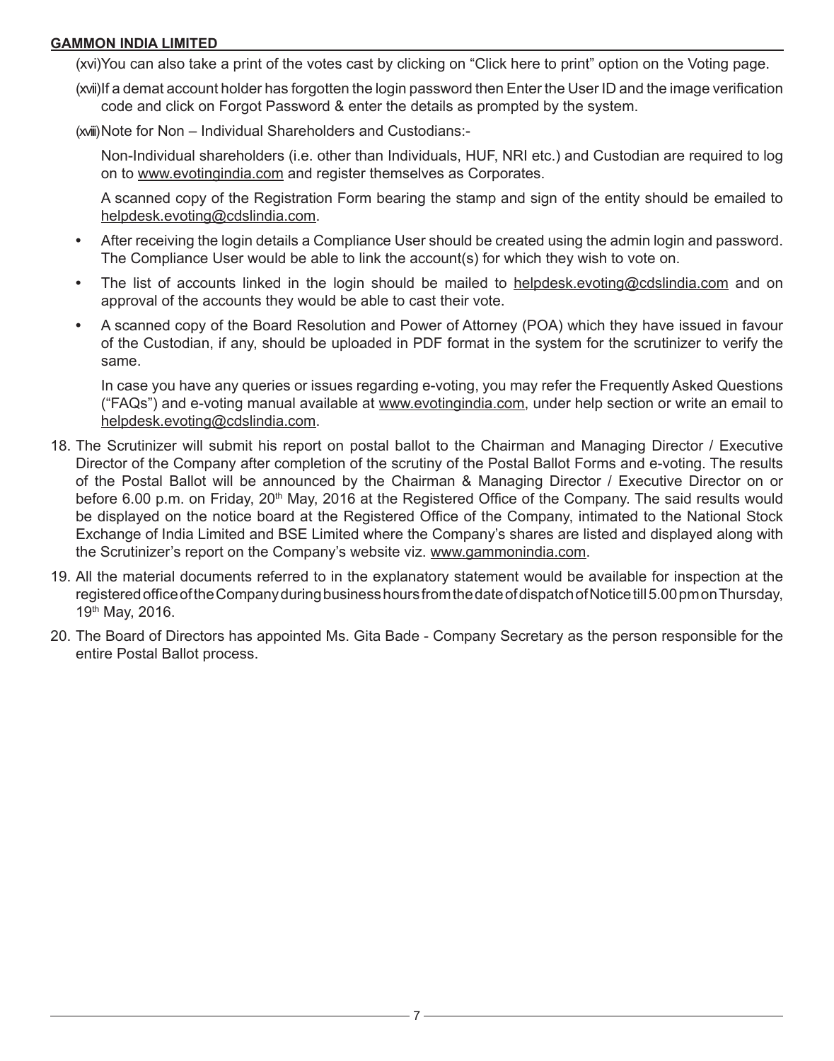(xvi) You can also take a print of the votes cast by clicking on "Click here to print" option on the Voting page.

(xvii) If a demat account holder has forgotten the login password then Enter the User ID and the image verification code and click on Forgot Password & enter the details as prompted by the system.

(xviii) Note for Non – Individual Shareholders and Custodians:-

Non-Individual shareholders (i.e. other than Individuals, HUF, NRI etc.) and Custodian are required to log on to www.evotingindia.com and register themselves as Corporates.

A scanned copy of the Registration Form bearing the stamp and sign of the entity should be emailed to helpdesk.evoting@cdslindia.com.

- After receiving the login details a Compliance User should be created using the admin login and password. The Compliance User would be able to link the account(s) for which they wish to vote on.
- The list of accounts linked in the login should be mailed to helpdesk.evoting@cdslindia.com and on approval of the accounts they would be able to cast their vote.
- A scanned copy of the Board Resolution and Power of Attorney (POA) which they have issued in favour of the Custodian, if any, should be uploaded in PDF format in the system for the scrutinizer to verify the same.

In case you have any queries or issues regarding e-voting, you may refer the Frequently Asked Questions ("FAQs") and e-voting manual available at www.evotingindia.com, under help section or write an email to helpdesk.evoting@cdslindia.com.

18. The Scrutinizer will submit his report on postal ballot to the Chairman and Managing Director / Executive Director of the Company after completion of the scrutiny of the Postal Ballot Forms and e-voting. The results of the Postal Ballot will be announced by the Chairman & Managing Director / Executive Director on or before 6.00 p.m. on Friday, 20th May, 2016 at the Registered Office of the Company. The said results would be displayed on the notice board at the Registered Office of the Company, intimated to the National Stock Exchange of India Limited and BSE Limited where the Company's shares are listed and displayed along with the Scrutinizer's report on the Company's website viz. www.gammonindia.com.

19. All the material documents referred to in the explanatory statement would be available for inspection at the registered office of the Company during business hours from the date of dispatch of Notice till 5.00 pm on Thursday, 19th May, 2016.

20. The Board of Directors has appointed Ms. Gita Bade - Company Secretary as the person responsible for the entire Postal Ballot process.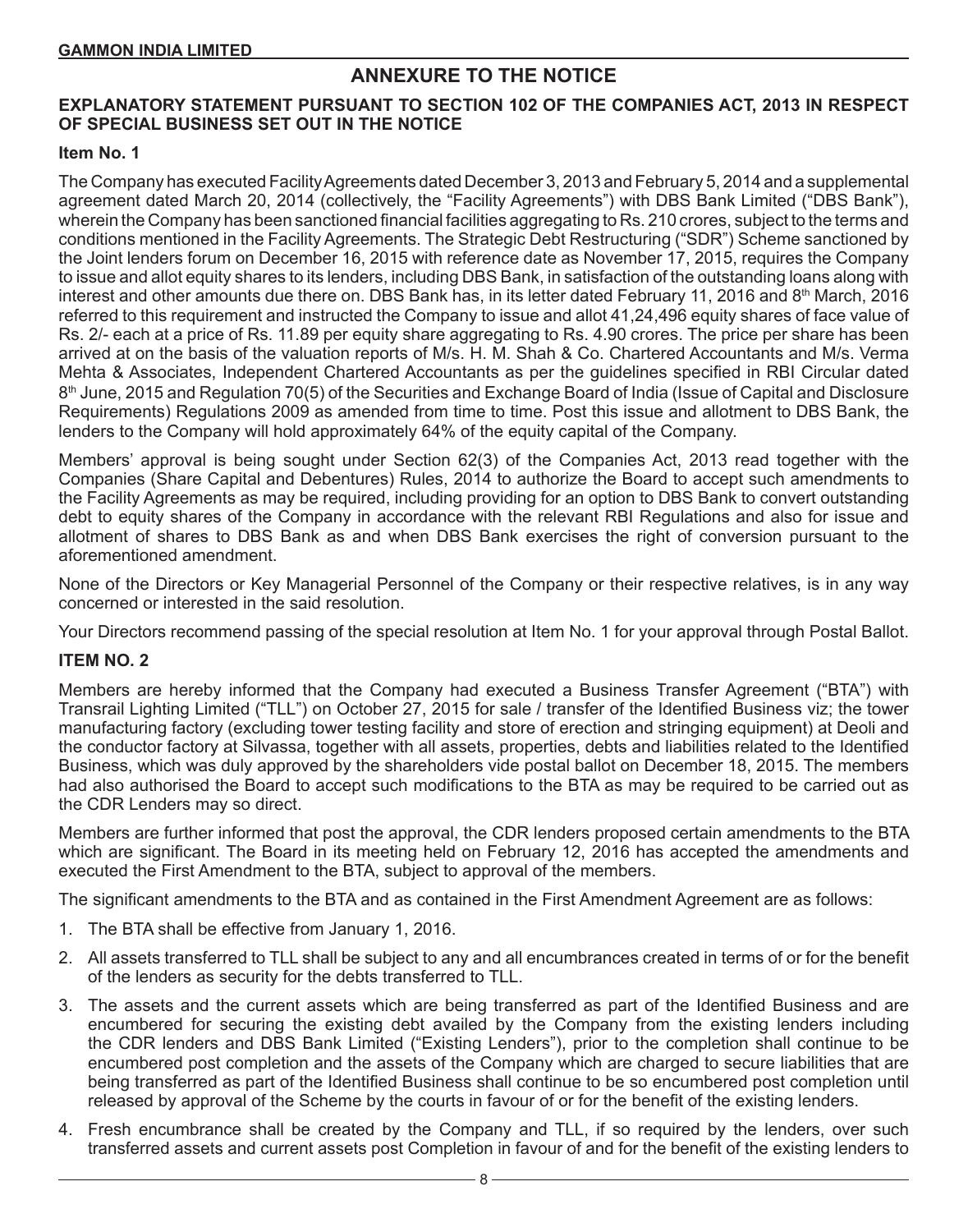## ANNEXURE TO THE NOTICE

**EXPLANATORY STATEMENT PURSUANT TO SECTION 102 OF THE COMPANIES ACT, 2013 IN RESPECT OF SPECIAL BUSINESS SET OUT IN THE NOTICE**

**Item No. 1**

The Company has executed Facility Agreements dated December 3, 2013 and February 5, 2014 and a supplemental agreement dated March 20, 2014 (collectively, the "Facility Agreements") with DBS Bank Limited ("DBS Bank"), wherein the Company has been sanctioned financial facilities aggregating to Rs. 210 crores, subject to the terms and conditions mentioned in the Facility Agreements. The Strategic Debt Restructuring ("SDR") Scheme sanctioned by the Joint lenders forum on December 16, 2015 with reference date as November 17, 2015, requires the Company to issue and allot equity shares to its lenders, including DBS Bank, in satisfaction of the outstanding loans along with interest and other amounts due there on. DBS Bank has, in its letter dated February 11, 2016 and 8th March, 2016 referred to this requirement and instructed the Company to issue and allot 41,24,496 equity shares of face value of Rs. 2/- each at a price of Rs. 11.89 per equity share aggregating to Rs. 4.90 crores. The price per share has been arrived at on the basis of the valuation reports of M/s. H. M. Shah & Co. Chartered Accountants and M/s. Verma Mehta & Associates, Independent Chartered Accountants as per the guidelines specified in RBI Circular dated 8th June, 2015 and Regulation 70(5) of the Securities and Exchange Board of India (Issue of Capital and Disclosure Requirements) Regulations 2009 as amended from time to time. Post this issue and allotment to DBS Bank, the lenders to the Company will hold approximately 64% of the equity capital of the Company.

Members' approval is being sought under Section 62(3) of the Companies Act, 2013 read together with the Companies (Share Capital and Debentures) Rules, 2014 to authorize the Board to accept such amendments to the Facility Agreements as may be required, including providing for an option to DBS Bank to convert outstanding debt to equity shares of the Company in accordance with the relevant RBI Regulations and also for issue and allotment of shares to DBS Bank as and when DBS Bank exercises the right of conversion pursuant to the aforementioned amendment.

None of the Directors or Key Managerial Personnel of the Company or their respective relatives, is in any way concerned or interested in the said resolution.

Your Directors recommend passing of the special resolution at Item No. 1 for your approval through Postal Ballot.

**ITEM NO. 2**

Members are hereby informed that the Company had executed a Business Transfer Agreement ("BTA") with Transrail Lighting Limited ("TLL") on October 27, 2015 for sale / transfer of the Identified Business viz; the tower manufacturing factory (excluding tower testing facility and store of erection and stringing equipment) at Deoli and the conductor factory at Silvassa, together with all assets, properties, debts and liabilities related to the Identified Business, which was duly approved by the shareholders vide postal ballot on December 18, 2015. The members had also authorised the Board to accept such modifications to the BTA as may be required to be carried out as the CDR Lenders may so direct.

Members are further informed that post the approval, the CDR lenders proposed certain amendments to the BTA which are significant. The Board in its meeting held on February 12, 2016 has accepted the amendments and executed the First Amendment to the BTA, subject to approval of the members.

The significant amendments to the BTA and as contained in the First Amendment Agreement are as follows:

1. The BTA shall be effective from January 1, 2016.
2. All assets transferred to TLL shall be subject to any and all encumbrances created in terms of or for the benefit of the lenders as security for the debts transferred to TLL.
3. The assets and the current assets which are being transferred as part of the Identified Business and are encumbered for securing the existing debt availed by the Company from the existing lenders including the CDR lenders and DBS Bank Limited ("Existing Lenders"), prior to the completion shall continue to be encumbered post completion and the assets of the Company which are charged to secure liabilities that are being transferred as part of the Identified Business shall continue to be so encumbered post completion until released by approval of the Scheme by the courts in favour of or for the benefit of the existing lenders.
4. Fresh encumbrance shall be created by the Company and TLL, if so required by the lenders, over such transferred assets and current assets post Completion in favour of and for the benefit of the existing lenders to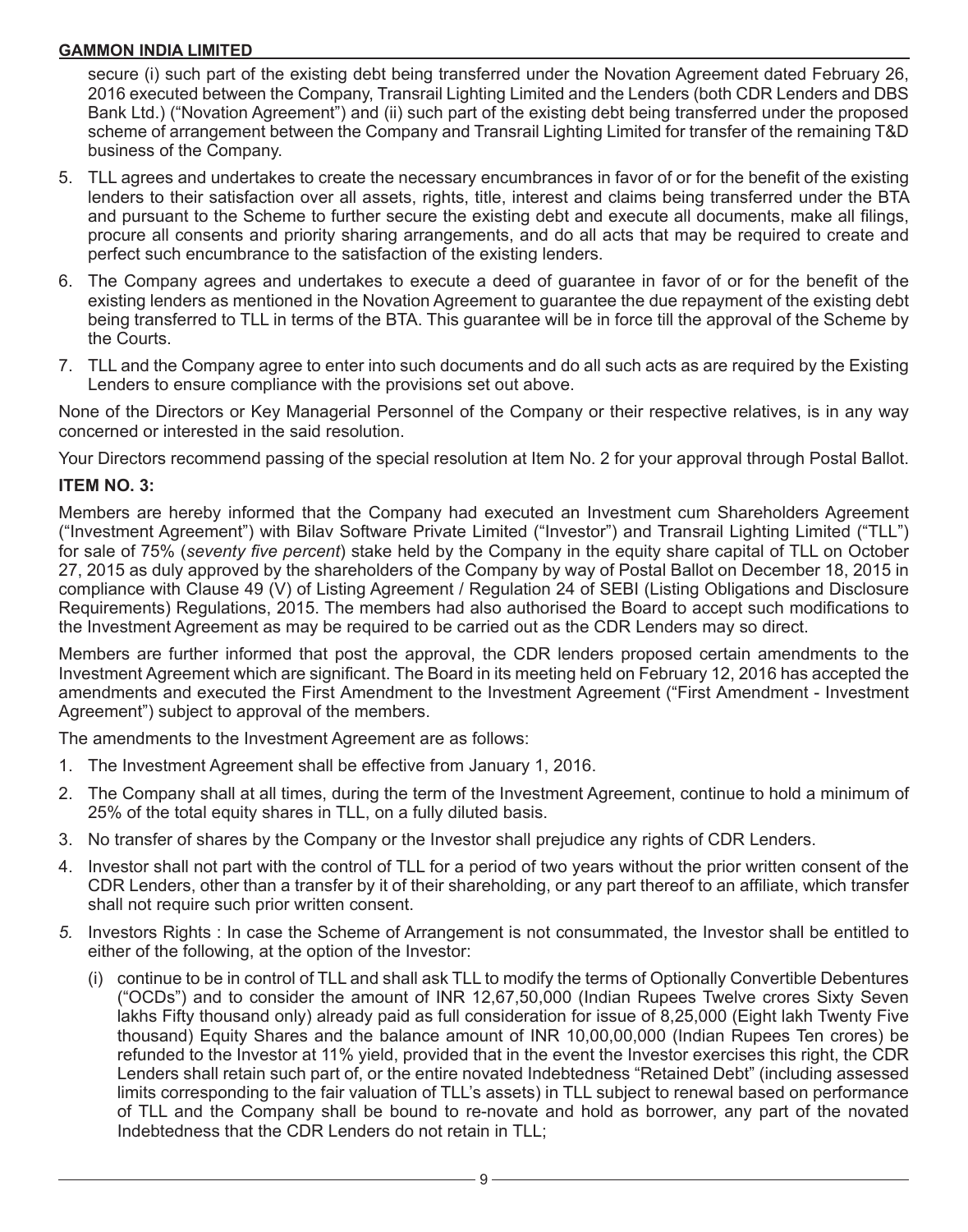secure (i) such part of the existing debt being transferred under the Novation Agreement dated February 26, 2016 executed between the Company, Transrail Lighting Limited and the Lenders (both CDR Lenders and DBS Bank Ltd.) ("Novation Agreement") and (ii) such part of the existing debt being transferred under the proposed scheme of arrangement between the Company and Transrail Lighting Limited for transfer of the remaining T&D business of the Company.

5. TLL agrees and undertakes to create the necessary encumbrances in favor of or for the benefit of the existing lenders to their satisfaction over all assets, rights, title, interest and claims being transferred under the BTA and pursuant to the Scheme to further secure the existing debt and execute all documents, make all filings, procure all consents and priority sharing arrangements, and do all acts that may be required to create and perfect such encumbrance to the satisfaction of the existing lenders.
6. The Company agrees and undertakes to execute a deed of guarantee in favor of or for the benefit of the existing lenders as mentioned in the Novation Agreement to guarantee the due repayment of the existing debt being transferred to TLL in terms of the BTA. This guarantee will be in force till the approval of the Scheme by the Courts.
7. TLL and the Company agree to enter into such documents and do all such acts as are required by the Existing Lenders to ensure compliance with the provisions set out above.

None of the Directors or Key Managerial Personnel of the Company or their respective relatives, is in any way concerned or interested in the said resolution.

Your Directors recommend passing of the special resolution at Item No. 2 for your approval through Postal Ballot.

**ITEM NO. 3:**

Members are hereby informed that the Company had executed an Investment cum Shareholders Agreement ("Investment Agreement") with Bilav Software Private Limited ("Investor") and Transrail Lighting Limited ("TLL") for sale of 75% (*seventy five percent*) stake held by the Company in the equity share capital of TLL on October 27, 2015 as duly approved by the shareholders of the Company by way of Postal Ballot on December 18, 2015 in compliance with Clause 49 (V) of Listing Agreement / Regulation 24 of SEBI (Listing Obligations and Disclosure Requirements) Regulations, 2015. The members had also authorised the Board to accept such modifications to the Investment Agreement as may be required to be carried out as the CDR Lenders may so direct.

Members are further informed that post the approval, the CDR lenders proposed certain amendments to the Investment Agreement which are significant. The Board in its meeting held on February 12, 2016 has accepted the amendments and executed the First Amendment to the Investment Agreement ("First Amendment - Investment Agreement") subject to approval of the members.

The amendments to the Investment Agreement are as follows:

1. The Investment Agreement shall be effective from January 1, 2016.
2. The Company shall at all times, during the term of the Investment Agreement, continue to hold a minimum of 25% of the total equity shares in TLL, on a fully diluted basis.
3. No transfer of shares by the Company or the Investor shall prejudice any rights of CDR Lenders.
4. Investor shall not part with the control of TLL for a period of two years without the prior written consent of the CDR Lenders, other than a transfer by it of their shareholding, or any part thereof to an affiliate, which transfer shall not require such prior written consent.
5. Investors Rights : In case the Scheme of Arrangement is not consummated, the Investor shall be entitled to either of the following, at the option of the Investor:
   (i) continue to be in control of TLL and shall ask TLL to modify the terms of Optionally Convertible Debentures ("OCDs") and to consider the amount of INR 12,67,50,000 (Indian Rupees Twelve crores Sixty Seven lakhs Fifty thousand only) already paid as full consideration for issue of 8,25,000 (Eight lakh Twenty Five thousand) Equity Shares and the balance amount of INR 10,00,00,000 (Indian Rupees Ten crores) be refunded to the Investor at 11% yield, provided that in the event the Investor exercises this right, the CDR Lenders shall retain such part of, or the entire novated Indebtedness "Retained Debt" (including assessed limits corresponding to the fair valuation of TLL's assets) in TLL subject to renewal based on performance of TLL and the Company shall be bound to re-novate and hold as borrower, any part of the novated Indebtedness that the CDR Lenders do not retain in TLL;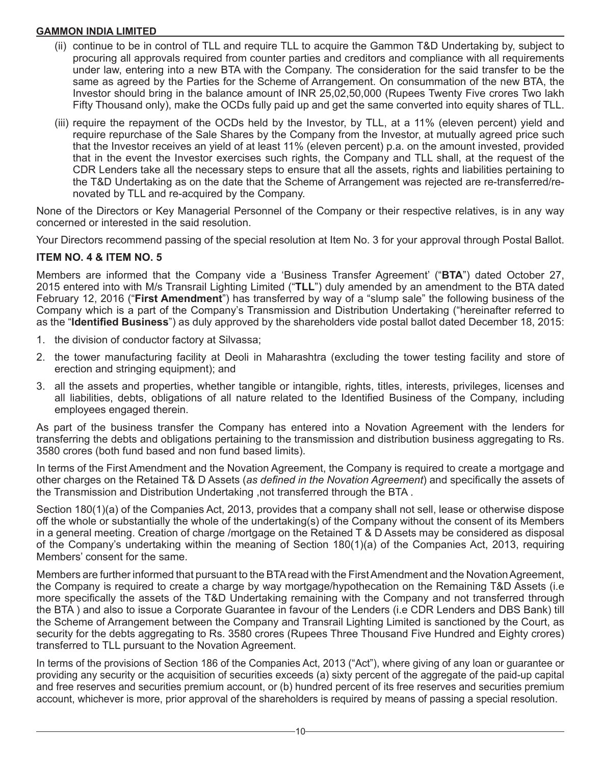(ii) continue to be in control of TLL and require TLL to acquire the Gammon T&D Undertaking by, subject to procuring all approvals required from counter parties and creditors and compliance with all requirements under law, entering into a new BTA with the Company. The consideration for the said transfer to be the same as agreed by the Parties for the Scheme of Arrangement. On consummation of the new BTA, the Investor should bring in the balance amount of INR 25,02,50,000 (Rupees Twenty Five crores Two lakh Fifty Thousand only), make the OCDs fully paid up and get the same converted into equity shares of TLL.

(iii) require the repayment of the OCDs held by the Investor, by TLL, at a 11% (eleven percent) yield and require repurchase of the Sale Shares by the Company from the Investor, at mutually agreed price such that the Investor receives an yield of at least 11% (eleven percent) p.a. on the amount invested, provided that in the event the Investor exercises such rights, the Company and TLL shall, at the request of the CDR Lenders take all the necessary steps to ensure that all the assets, rights and liabilities pertaining to the T&D Undertaking as on the date that the Scheme of Arrangement was rejected are re-transferred/re-novated by TLL and re-acquired by the Company.

None of the Directors or Key Managerial Personnel of the Company or their respective relatives, is in any way concerned or interested in the said resolution.

Your Directors recommend passing of the special resolution at Item No. 3 for your approval through Postal Ballot.

### ITEM NO. 4 & ITEM NO. 5

Members are informed that the Company vide a 'Business Transfer Agreement' ("**BTA**") dated October 27, 2015 entered into with M/s Transrail Lighting Limited ("**TLL**") duly amended by an amendment to the BTA dated February 12, 2016 ("**First Amendment**") has transferred by way of a "slump sale" the following business of the Company which is a part of the Company's Transmission and Distribution Undertaking ("hereinafter referred to as the "**Identified Business**") as duly approved by the shareholders vide postal ballot dated December 18, 2015:

1. the division of conductor factory at Silvassa;
2. the tower manufacturing facility at Deoli in Maharashtra (excluding the tower testing facility and store of erection and stringing equipment); and
3. all the assets and properties, whether tangible or intangible, rights, titles, interests, privileges, licenses and all liabilities, debts, obligations of all nature related to the Identified Business of the Company, including employees engaged therein.

As part of the business transfer the Company has entered into a Novation Agreement with the lenders for transferring the debts and obligations pertaining to the transmission and distribution business aggregating to Rs. 3580 crores (both fund based and non fund based limits).

In terms of the First Amendment and the Novation Agreement, the Company is required to create a mortgage and other charges on the Retained T& D Assets (*as defined in the Novation Agreement*) and specifically the assets of the Transmission and Distribution Undertaking ,not transferred through the BTA .

Section 180(1)(a) of the Companies Act, 2013, provides that a company shall not sell, lease or otherwise dispose off the whole or substantially the whole of the undertaking(s) of the Company without the consent of its Members in a general meeting. Creation of charge /mortgage on the Retained T & D Assets may be considered as disposal of the Company's undertaking within the meaning of Section 180(1)(a) of the Companies Act, 2013, requiring Members' consent for the same.

Members are further informed that pursuant to the BTA read with the First Amendment and the Novation Agreement, the Company is required to create a charge by way mortgage/hypothecation on the Remaining T&D Assets (i.e more specifically the assets of the T&D Undertaking remaining with the Company and not transferred through the BTA ) and also to issue a Corporate Guarantee in favour of the Lenders (i.e CDR Lenders and DBS Bank) till the Scheme of Arrangement between the Company and Transrail Lighting Limited is sanctioned by the Court, as security for the debts aggregating to Rs. 3580 crores (Rupees Three Thousand Five Hundred and Eighty crores) transferred to TLL pursuant to the Novation Agreement.

In terms of the provisions of Section 186 of the Companies Act, 2013 ("Act"), where giving of any loan or guarantee or providing any security or the acquisition of securities exceeds (a) sixty percent of the aggregate of the paid-up capital and free reserves and securities premium account, or (b) hundred percent of its free reserves and securities premium account, whichever is more, prior approval of the shareholders is required by means of passing a special resolution.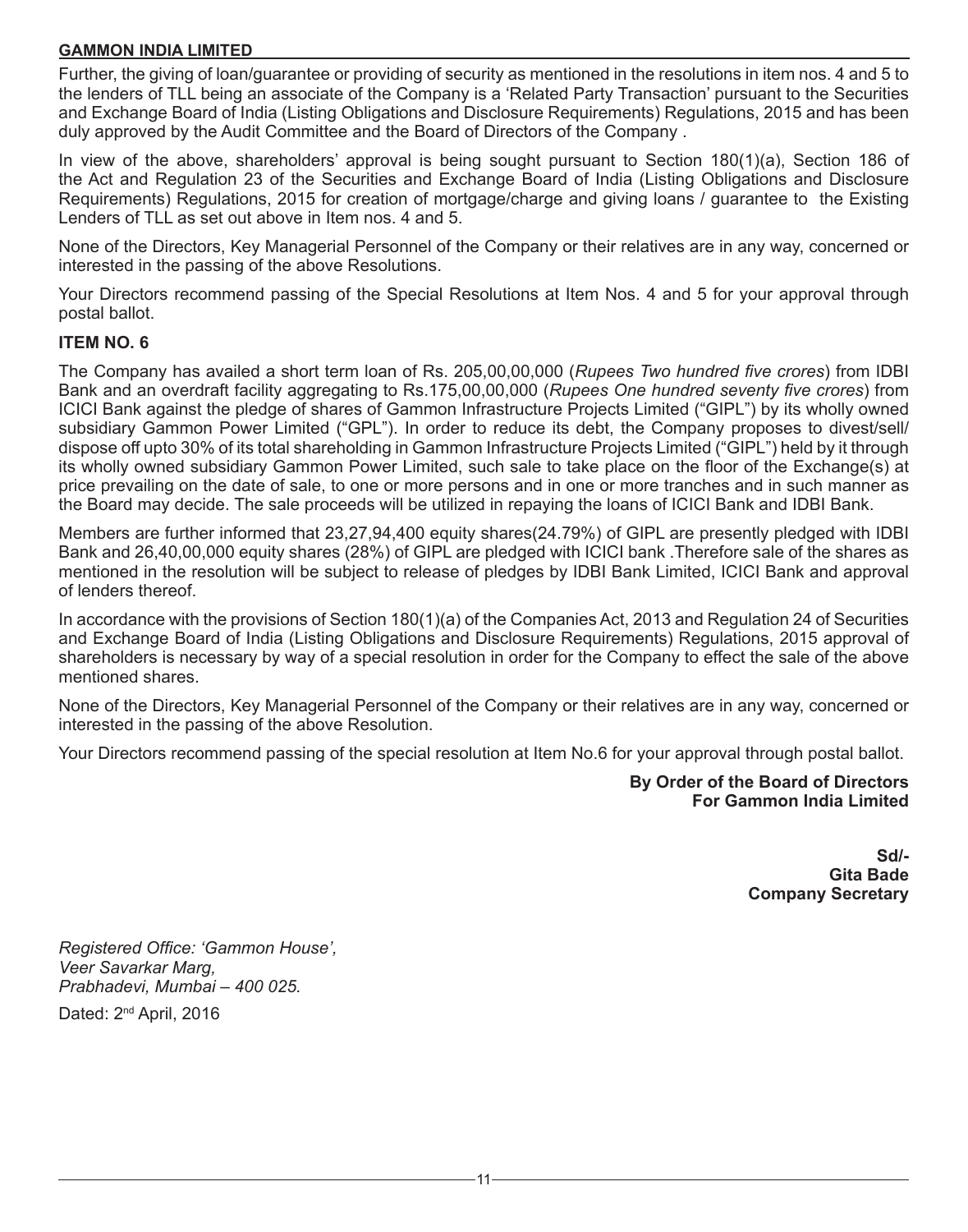Further, the giving of loan/guarantee or providing of security as mentioned in the resolutions in item nos. 4 and 5 to the lenders of TLL being an associate of the Company is a 'Related Party Transaction' pursuant to the Securities and Exchange Board of India (Listing Obligations and Disclosure Requirements) Regulations, 2015 and has been duly approved by the Audit Committee and the Board of Directors of the Company .

In view of the above, shareholders' approval is being sought pursuant to Section 180(1)(a), Section 186 of the Act and Regulation 23 of the Securities and Exchange Board of India (Listing Obligations and Disclosure Requirements) Regulations, 2015 for creation of mortgage/charge and giving loans / guarantee to the Existing Lenders of TLL as set out above in Item nos. 4 and 5.

None of the Directors, Key Managerial Personnel of the Company or their relatives are in any way, concerned or interested in the passing of the above Resolutions.

Your Directors recommend passing of the Special Resolutions at Item Nos. 4 and 5 for your approval through postal ballot.

**ITEM NO. 6**

The Company has availed a short term loan of Rs. 205,00,00,000 (*Rupees Two hundred five crores*) from IDBI Bank and an overdraft facility aggregating to Rs.175,00,00,000 (*Rupees One hundred seventy five crores*) from ICICI Bank against the pledge of shares of Gammon Infrastructure Projects Limited ("GIPL") by its wholly owned subsidiary Gammon Power Limited ("GPL"). In order to reduce its debt, the Company proposes to divest/sell/ dispose off upto 30% of its total shareholding in Gammon Infrastructure Projects Limited ("GIPL") held by it through its wholly owned subsidiary Gammon Power Limited, such sale to take place on the floor of the Exchange(s) at price prevailing on the date of sale, to one or more persons and in one or more tranches and in such manner as the Board may decide. The sale proceeds will be utilized in repaying the loans of ICICI Bank and IDBI Bank.

Members are further informed that 23,27,94,400 equity shares(24.79%) of GIPL are presently pledged with IDBI Bank and 26,40,00,000 equity shares (28%) of GIPL are pledged with ICICI bank .Therefore sale of the shares as mentioned in the resolution will be subject to release of pledges by IDBI Bank Limited, ICICI Bank and approval of lenders thereof.

In accordance with the provisions of Section 180(1)(a) of the Companies Act, 2013 and Regulation 24 of Securities and Exchange Board of India (Listing Obligations and Disclosure Requirements) Regulations, 2015 approval of shareholders is necessary by way of a special resolution in order for the Company to effect the sale of the above mentioned shares.

None of the Directors, Key Managerial Personnel of the Company or their relatives are in any way, concerned or interested in the passing of the above Resolution.

Your Directors recommend passing of the special resolution at Item No.6 for your approval through postal ballot.

**By Order of the Board of Directors**
**For Gammon India Limited**

**Sd/-**
**Gita Bade**
**Company Secretary**

*Registered Office: 'Gammon House',*
*Veer Savarkar Marg,*
*Prabhadevi, Mumbai – 400 025.*

Dated: 2nd April, 2016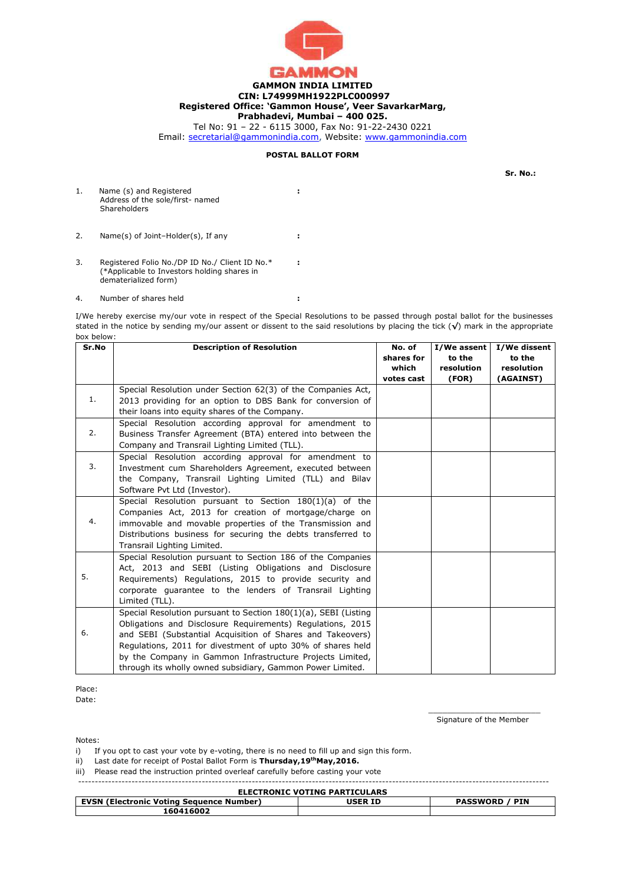**GAMMON INDIA LIMITED**
**CIN: L74999MH1922PLC000997**
**Registered Office: 'Gammon House', Veer SavarkarMarg, Prabhadevi, Mumbai – 400 025.**
Tel No: 91 – 22 - 6115 3000, Fax No: 91-22-2430 0221
Email: secretarial@gammonindia.com, Website: www.gammonindia.com

**POSTAL BALLOT FORM**

**Sr. No.:**

1. Name (s) and Registered Address of the sole/first- named Shareholders :

2. Name(s) of Joint–Holder(s), If any :

3. Registered Folio No./DP ID No./ Client ID No.* (*Applicable to Investors holding shares in dematerialized form) :

4. Number of shares held :

I/We hereby exercise my/our vote in respect of the Special Resolutions to be passed through postal ballot for the businesses stated in the notice by sending my/our assent or dissent to the said resolutions by placing the tick (√) mark in the appropriate box below:

| Sr.No | Description of Resolution | No. of shares for which votes cast | I/We assent to the resolution (FOR) | I/We dissent to the resolution (AGAINST) |
|---|---|---|---|---|
| 1. | Special Resolution under Section 62(3) of the Companies Act, 2013 providing for an option to DBS Bank for conversion of their loans into equity shares of the Company. | | | |
| 2. | Special Resolution according approval for amendment to Business Transfer Agreement (BTA) entered into between the Company and Transrail Lighting Limited (TLL). | | | |
| 3. | Special Resolution according approval for amendment to Investment cum Shareholders Agreement, executed between the Company, Transrail Lighting Limited (TLL) and Bilav Software Pvt Ltd (Investor). | | | |
| 4. | Special Resolution pursuant to Section 180(1)(a) of the Companies Act, 2013 for creation of mortgage/charge on immovable and movable properties of the Transmission and Distributions business for securing the debts transferred to Transrail Lighting Limited. | | | |
| 5. | Special Resolution pursuant to Section 186 of the Companies Act, 2013 and SEBI (Listing Obligations and Disclosure Requirements) Regulations, 2015 to provide security and corporate guarantee to the lenders of Transrail Lighting Limited (TLL). | | | |
| 6. | Special Resolution pursuant to Section 180(1)(a), SEBI (Listing Obligations and Disclosure Requirements) Regulations, 2015 and SEBI (Substantial Acquisition of Shares and Takeovers) Regulations, 2011 for divestment of upto 30% of shares held by the Company in Gammon Infrastructure Projects Limited, through its wholly owned subsidiary, Gammon Power Limited. | | | |

Place:
Date:

Signature of the Member

Notes:
i) If you opt to cast your vote by e-voting, there is no need to fill up and sign this form.
ii) Last date for receipt of Postal Ballot Form is **Thursday,19th May,2016.**
iii) Please read the instruction printed overleaf carefully before casting your vote

**ELECTRONIC VOTING PARTICULARS**

| EVSN (Electronic Voting Sequence Number) | USER ID | PASSWORD / PIN |
|---|---|---|
| 160416002 | | |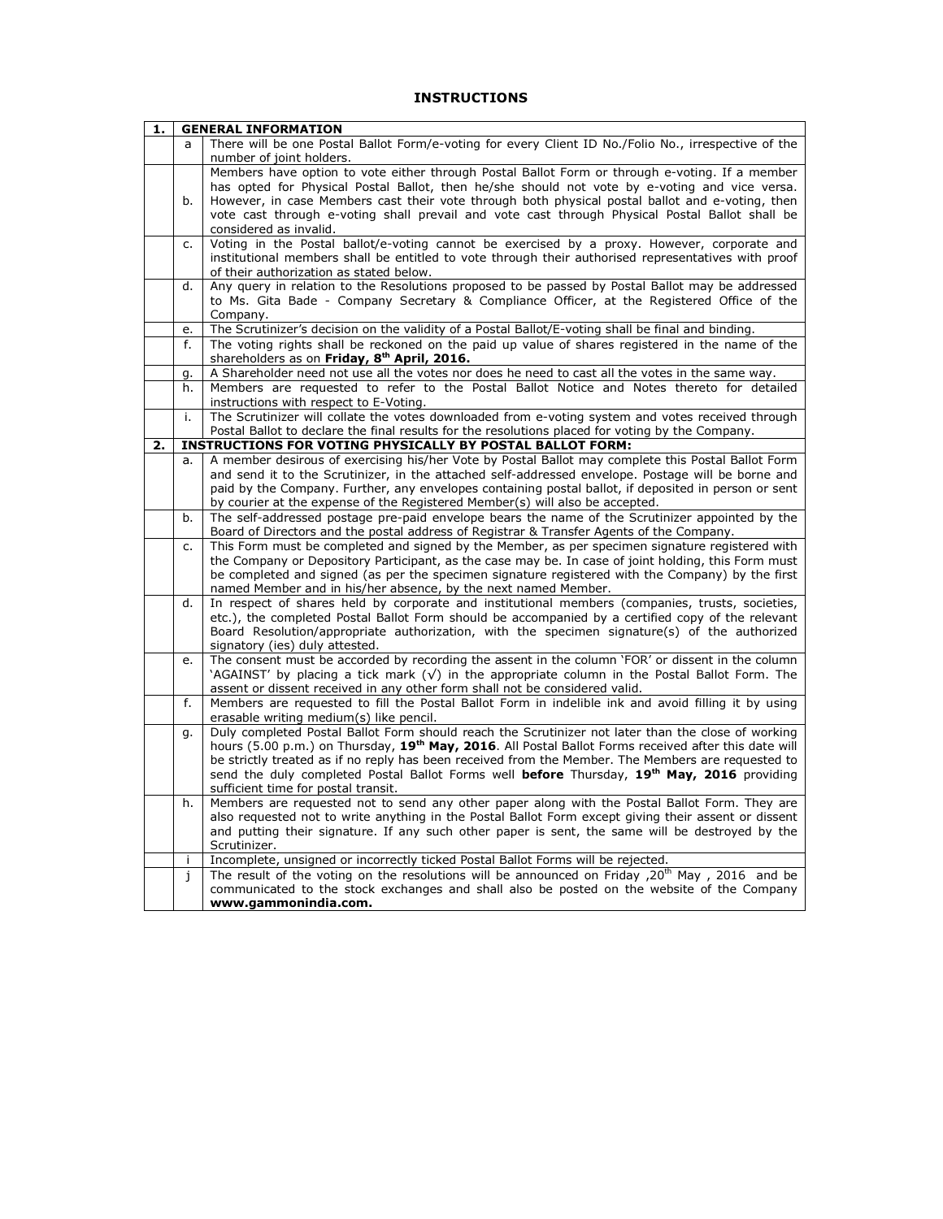# INSTRUCTIONS

| | | |
|---|---|---|
| **1.** | **GENERAL INFORMATION** | |
| | a | There will be one Postal Ballot Form/e-voting for every Client ID No./Folio No., irrespective of the number of joint holders. |
| | b. | Members have option to vote either through Postal Ballot Form or through e-voting. If a member has opted for Physical Postal Ballot, then he/she should not vote by e-voting and vice versa. However, in case Members cast their vote through both physical postal ballot and e-voting, then vote cast through e-voting shall prevail and vote cast through Physical Postal Ballot shall be considered as invalid. |
| | c. | Voting in the Postal ballot/e-voting cannot be exercised by a proxy. However, corporate and institutional members shall be entitled to vote through their authorised representatives with proof of their authorization as stated below. |
| | d. | Any query in relation to the Resolutions proposed to be passed by Postal Ballot may be addressed to Ms. Gita Bade - Company Secretary & Compliance Officer, at the Registered Office of the Company. |
| | e. | The Scrutinizer's decision on the validity of a Postal Ballot/E-voting shall be final and binding. |
| | f. | The voting rights shall be reckoned on the paid up value of shares registered in the name of the shareholders as on **Friday, 8th April, 2016.** |
| | g. | A Shareholder need not use all the votes nor does he need to cast all the votes in the same way. |
| | h. | Members are requested to refer to the Postal Ballot Notice and Notes thereto for detailed instructions with respect to E-Voting. |
| | i. | The Scrutinizer will collate the votes downloaded from e-voting system and votes received through Postal Ballot to declare the final results for the resolutions placed for voting by the Company. |
| **2.** | **INSTRUCTIONS FOR VOTING PHYSICALLY BY POSTAL BALLOT FORM:** | |
| | a. | A member desirous of exercising his/her Vote by Postal Ballot may complete this Postal Ballot Form and send it to the Scrutinizer, in the attached self-addressed envelope. Postage will be borne and paid by the Company. Further, any envelopes containing postal ballot, if deposited in person or sent by courier at the expense of the Registered Member(s) will also be accepted. |
| | b. | The self-addressed postage pre-paid envelope bears the name of the Scrutinizer appointed by the Board of Directors and the postal address of Registrar & Transfer Agents of the Company. |
| | c. | This Form must be completed and signed by the Member, as per specimen signature registered with the Company or Depository Participant, as the case may be. In case of joint holding, this Form must be completed and signed (as per the specimen signature registered with the Company) by the first named Member and in his/her absence, by the next named Member. |
| | d. | In respect of shares held by corporate and institutional members (companies, trusts, societies, etc.), the completed Postal Ballot Form should be accompanied by a certified copy of the relevant Board Resolution/appropriate authorization, with the specimen signature(s) of the authorized signatory (ies) duly attested. |
| | e. | The consent must be accorded by recording the assent in the column 'FOR' or dissent in the column 'AGAINST' by placing a tick mark (√) in the appropriate column in the Postal Ballot Form. The assent or dissent received in any other form shall not be considered valid. |
| | f. | Members are requested to fill the Postal Ballot Form in indelible ink and avoid filling it by using erasable writing medium(s) like pencil. |
| | g. | Duly completed Postal Ballot Form should reach the Scrutinizer not later than the close of working hours (5.00 p.m.) on Thursday, **19th May, 2016**. All Postal Ballot Forms received after this date will be strictly treated as if no reply has been received from the Member. The Members are requested to send the duly completed Postal Ballot Forms well **before** Thursday, **19th May, 2016** providing sufficient time for postal transit. |
| | h. | Members are requested not to send any other paper along with the Postal Ballot Form. They are also requested not to write anything in the Postal Ballot Form except giving their assent or dissent and putting their signature. If any such other paper is sent, the same will be destroyed by the Scrutinizer. |
| | i | Incomplete, unsigned or incorrectly ticked Postal Ballot Forms will be rejected. |
| | j | The result of the voting on the resolutions will be announced on Friday ,20th May , 2016 and be communicated to the stock exchanges and shall also be posted on the website of the Company **www.gammonindia.com.** |